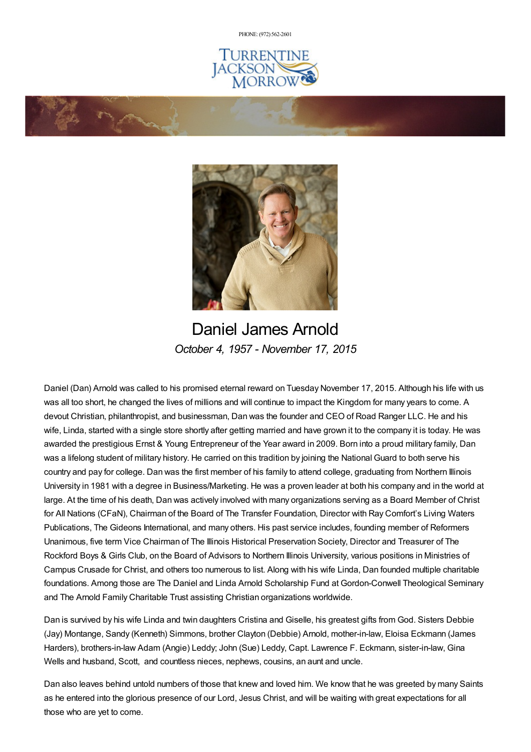PHONE: (972) 562-2601

# Daniel James Arnold

*October 4, 1957 - November 17, 2015*

Daniel (Dan) Arnold was called to his promised eternal reward on Tuesday November 17, 2015. Although his life with us was all too short, he changed the lives of millions and will continue to impact the Kingdom for many years to come. A devout Christian, philanthropist, and businessman, Dan was the founder and CEO of Road Ranger LLC. He and his wife, Linda, started with a single store shortly after getting married and have grown it to the company it is today. He was awarded the prestigious Ernst & Young Entrepreneur of the Year award in 2009. Born into a proud military family, Dan was a lifelong student of military history. He carried on this tradition by joining the National Guard to both serve his country and pay for college. Dan was the first member of his family to attend college, graduating from Northern Illinois University in 1981 with a degree in Business/Marketing. He was a proven leader at both his company and in the world at large. At the time of his death, Dan was actively involved with many organizations serving as a Board Member of Christ for All Nations (CFaN), Chairman of the Board of The Transfer Foundation, Director with Ray Comfort's Living Waters Publications, The Gideons International, and many others. His past service includes, founding member of Reformers Unanimous, five term Vice Chairman of The Illinois Historical Preservation Society, Director and Treasurer of The Rockford Boys & Girls Club, on the Board of Advisors to Northern Illinois University, various positions in Ministries of Campus Crusade for Christ, and others too numerous to list. Along with his wife Linda, Dan founded multiple charitable foundations. Among those are The Daniel and Linda Arnold Scholarship Fund at Gordon-Conwell Theological Seminary and The Arnold Family Charitable Trust assisting Christian organizations worldwide.

Dan is survived by his wife Linda and twin daughters Cristina and Giselle, his greatest gifts from God. Sisters Debbie (Jay) Montange, Sandy (Kenneth) Simmons, brother Clayton (Debbie) Arnold, mother-in-law, Eloisa Eckmann (James Harders), brothers-in-law Adam (Angie) Leddy; John (Sue) Leddy, Capt. Lawrence F. Eckmann, sister-in-law, Gina Wells and husband, Scott, and countless nieces, nephews, cousins, an aunt and uncle.

Dan also leaves behind untold numbers of those that knew and loved him. We know that he was greeted by many Saints as he entered into the glorious presence of our Lord, Jesus Christ, and will be waiting with great expectations for all those who are yet to come.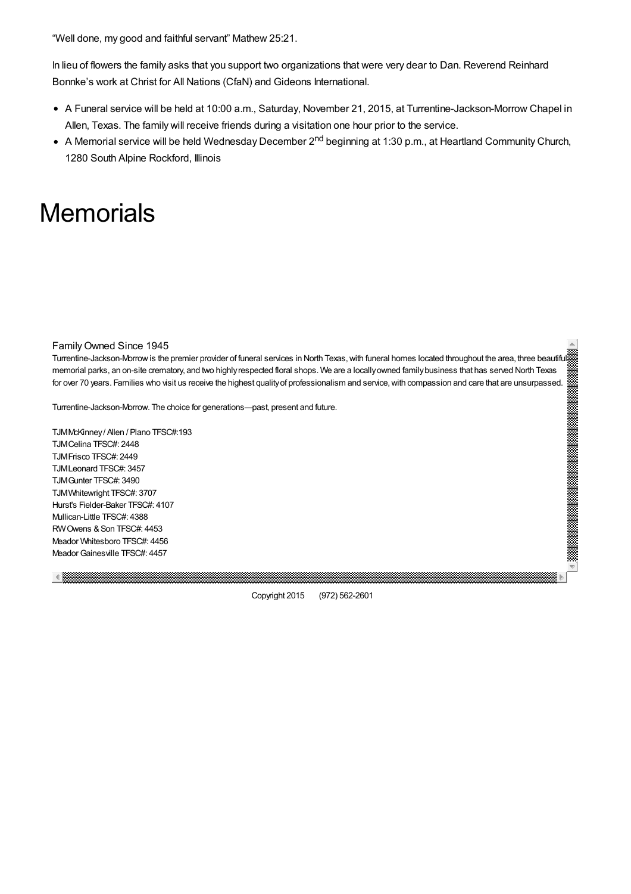"Well done, my good and faithful servant" Mathew 25:21.

In lieu of flowers the family asks that you support two organizations that were very dear to Dan. Reverend Reinhard Bonnke's work at Christ for All Nations (CfaN) and Gideons International.

- A Funeral service will be held at 10:00 a.m., Saturday, November 21, 2015, at Turrentine-Jackson-Morrow Chapel in Allen, Texas. The family will receive friends during a visitation one hour prior to the service.
- A Memorial service will be held Wednesday December 2nd beginning at 1:30 p.m., at Heartland Community Church, 1280 South Alpine Rockford, Illinois

# Memorials

Family Owned Since 1945

Turrentine-Jackson-Morrow is the premier provider of funeral services in North Texas, with funeral homes located throughout the area, three beautiful memorial parks, an on-site crematory, and two highly respected floral shops. We are a locally owned family business that has served North Texas for over 70 years. Families who visit us receive the highest quality of professionalism and service, with compassion and care that are unsurpassed.

Turrentine-Jackson-Morrow. The choice for generations—past, present and future.

TJM McKinney / Allen / Plano TFSC#:193
TJM Celina TFSC#: 2448
TJM Frisco TFSC#: 2449
TJM Leonard TFSC#: 3457
TJM Gunter TFSC#: 3490
TJM Whitewright TFSC#: 3707
Hurst's Fielder-Baker TFSC#: 4107
Mullican-Little TFSC#: 4388
RW Owens & Son TFSC#: 4453
Meador Whitesboro TFSC#: 4456
Meador Gainesville TFSC#: 4457

Copyright 2015 (972) 562-2601